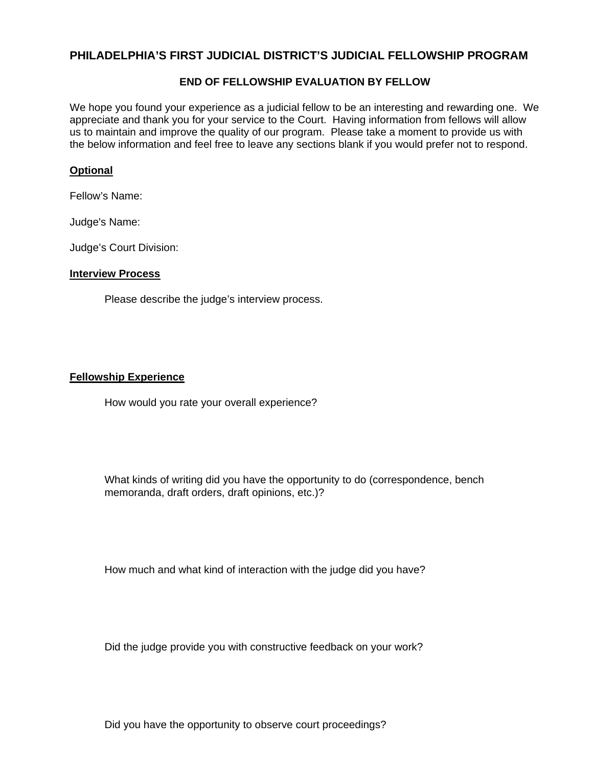# PHILADELPHIA'S FIRST JUDICIAL DISTRICT'S JUDICIAL FELLOWSHIP PROGRAM

## END OF FELLOWSHIP EVALUATION BY FELLOW

We hope you found your experience as a judicial fellow to be an interesting and rewarding one. We appreciate and thank you for your service to the Court. Having information from fellows will allow us to maintain and improve the quality of our program. Please take a moment to provide us with the below information and feel free to leave any sections blank if you would prefer not to respond.

**Optional**

Fellow's Name:

Judge's Name:

Judge's Court Division:

**Interview Process**

Please describe the judge's interview process.

**Fellowship Experience**

How would you rate your overall experience?

What kinds of writing did you have the opportunity to do (correspondence, bench memoranda, draft orders, draft opinions, etc.)?

How much and what kind of interaction with the judge did you have?

Did the judge provide you with constructive feedback on your work?

Did you have the opportunity to observe court proceedings?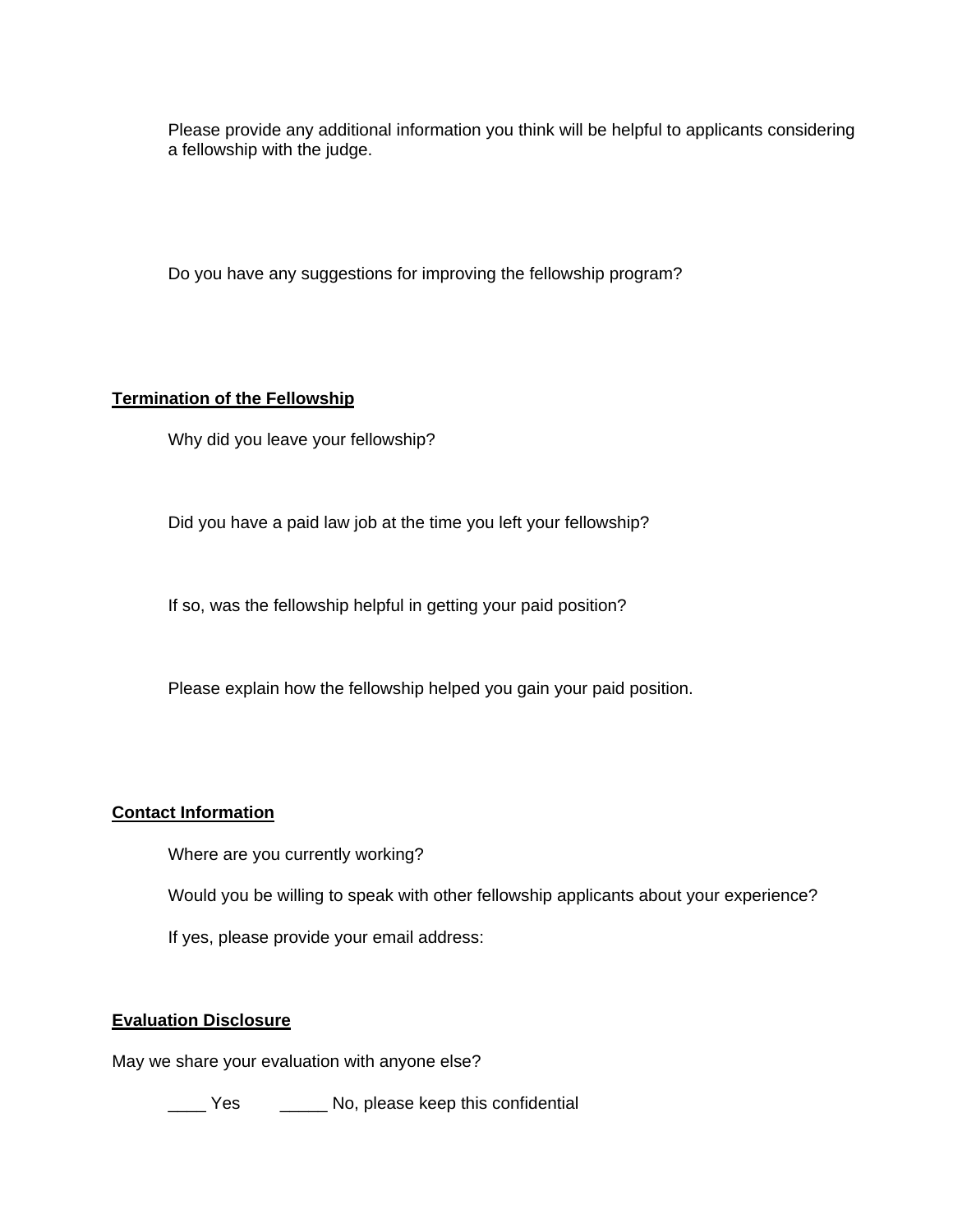Please provide any additional information you think will be helpful to applicants considering a fellowship with the judge.

Do you have any suggestions for improving the fellowship program?

## Termination of the Fellowship

Why did you leave your fellowship?

Did you have a paid law job at the time you left your fellowship?

If so, was the fellowship helpful in getting your paid position?

Please explain how the fellowship helped you gain your paid position.

## Contact Information

Where are you currently working?

Would you be willing to speak with other fellowship applicants about your experience?

If yes, please provide your email address:

## Evaluation Disclosure

May we share your evaluation with anyone else?

____ Yes     _____ No, please keep this confidential